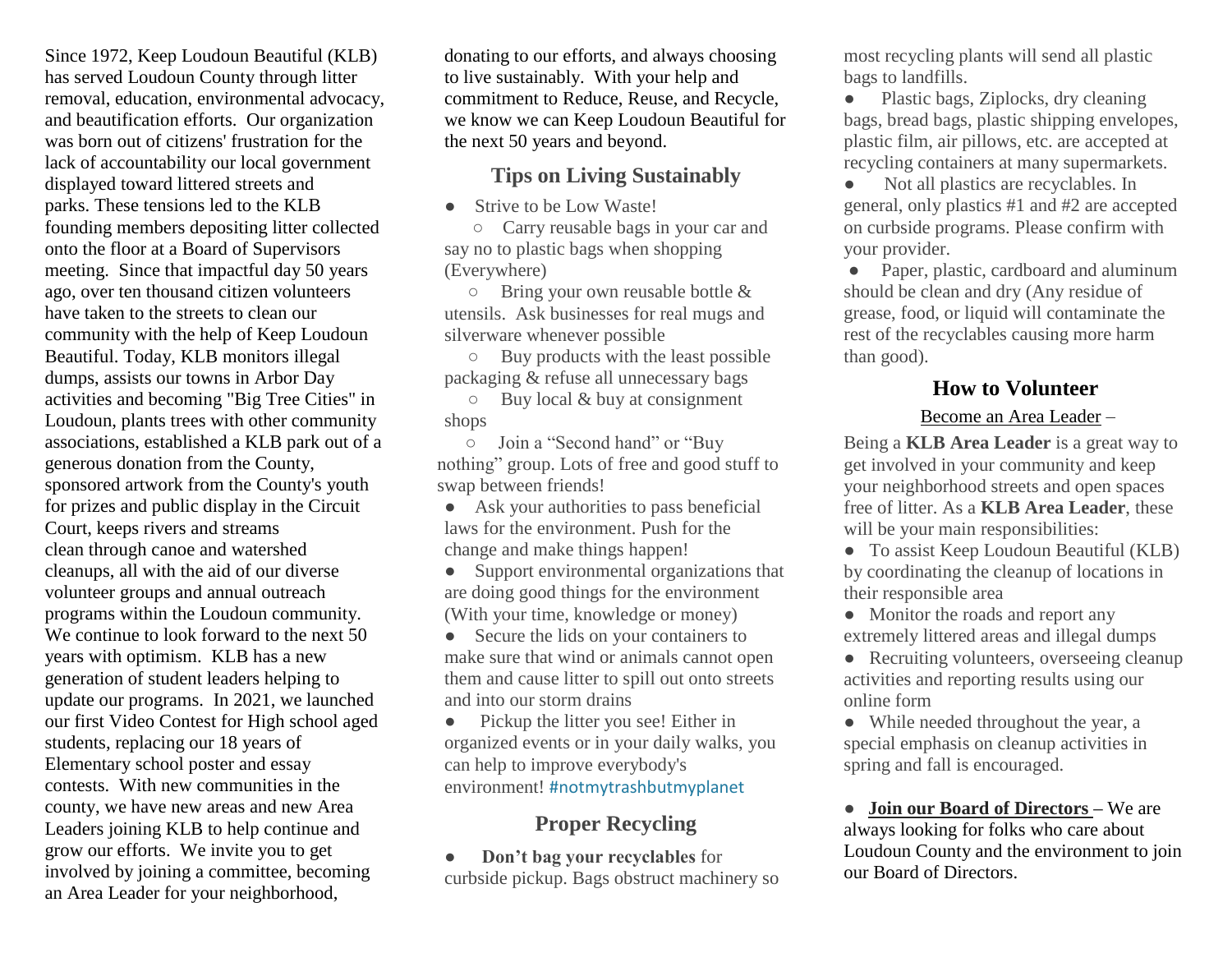Since 1972, Keep Loudoun Beautiful (KLB) has served Loudoun County through litter removal, education, environmental advocacy, and beautification efforts. Our organization was born out of citizens' frustration for the lack of accountability our local government displayed toward littered streets and parks. These tensions led to the KLB founding members depositing litter collected onto the floor at a Board of Supervisors meeting. Since that impactful day 50 years ago, over ten thousand citizen volunteers have taken to the streets to clean our community with the help of Keep Loudoun Beautiful. Today, KLB monitors illegal dumps, assists our towns in Arbor Day activities and becoming "Big Tree Cities" in Loudoun, plants trees with other community associations, established a KLB park out of a generous donation from the County, sponsored artwork from the County's youth for prizes and public display in the Circuit Court, keeps rivers and streams clean through canoe and watershed cleanups, all with the aid of our diverse volunteer groups and annual outreach programs within the Loudoun community. We continue to look forward to the next 50 years with optimism. KLB has a new generation of student leaders helping to update our programs. In 2021, we launched our first Video Contest for High school aged students, replacing our 18 years of Elementary school poster and essay contests. With new communities in the county, we have new areas and new Area Leaders joining KLB to help continue and grow our efforts. We invite you to get involved by joining a committee, becoming an Area Leader for your neighborhood, donating to our efforts, and always choosing to live sustainably. With your help and commitment to Reduce, Reuse, and Recycle, we know we can Keep Loudoun Beautiful for the next 50 years and beyond.

## Tips on Living Sustainably

- Strive to be Low Waste!
  - Carry reusable bags in your car and say no to plastic bags when shopping (Everywhere)
  - Bring your own reusable bottle & utensils. Ask businesses for real mugs and silverware whenever possible
  - Buy products with the least possible packaging & refuse all unnecessary bags
  - Buy local & buy at consignment shops
  - Join a "Second hand" or "Buy nothing" group. Lots of free and good stuff to swap between friends!
- Ask your authorities to pass beneficial laws for the environment. Push for the change and make things happen!
- Support environmental organizations that are doing good things for the environment (With your time, knowledge or money)
- Secure the lids on your containers to make sure that wind or animals cannot open them and cause litter to spill out onto streets and into our storm drains
- Pickup the litter you see! Either in organized events or in your daily walks, you can help to improve everybody's environment! #notmytrashbutmyplanet

## Proper Recycling

- **Don't bag your recyclables** for curbside pickup. Bags obstruct machinery so most recycling plants will send all plastic bags to landfills.
- Plastic bags, Ziplocks, dry cleaning bags, bread bags, plastic shipping envelopes, plastic film, air pillows, etc. are accepted at recycling containers at many supermarkets.
- Not all plastics are recyclables. In general, only plastics #1 and #2 are accepted on curbside programs. Please confirm with your provider.
- Paper, plastic, cardboard and aluminum should be clean and dry (Any residue of grease, food, or liquid will contaminate the rest of the recyclables causing more harm than good).

## How to Volunteer

Become an Area Leader –

Being a **KLB Area Leader** is a great way to get involved in your community and keep your neighborhood streets and open spaces free of litter. As a **KLB Area Leader**, these will be your main responsibilities:

- To assist Keep Loudoun Beautiful (KLB) by coordinating the cleanup of locations in their responsible area
- Monitor the roads and report any extremely littered areas and illegal dumps
- Recruiting volunteers, overseeing cleanup activities and reporting results using our online form
- While needed throughout the year, a special emphasis on cleanup activities in spring and fall is encouraged.

- **Join our Board of Directors** – We are always looking for folks who care about Loudoun County and the environment to join our Board of Directors.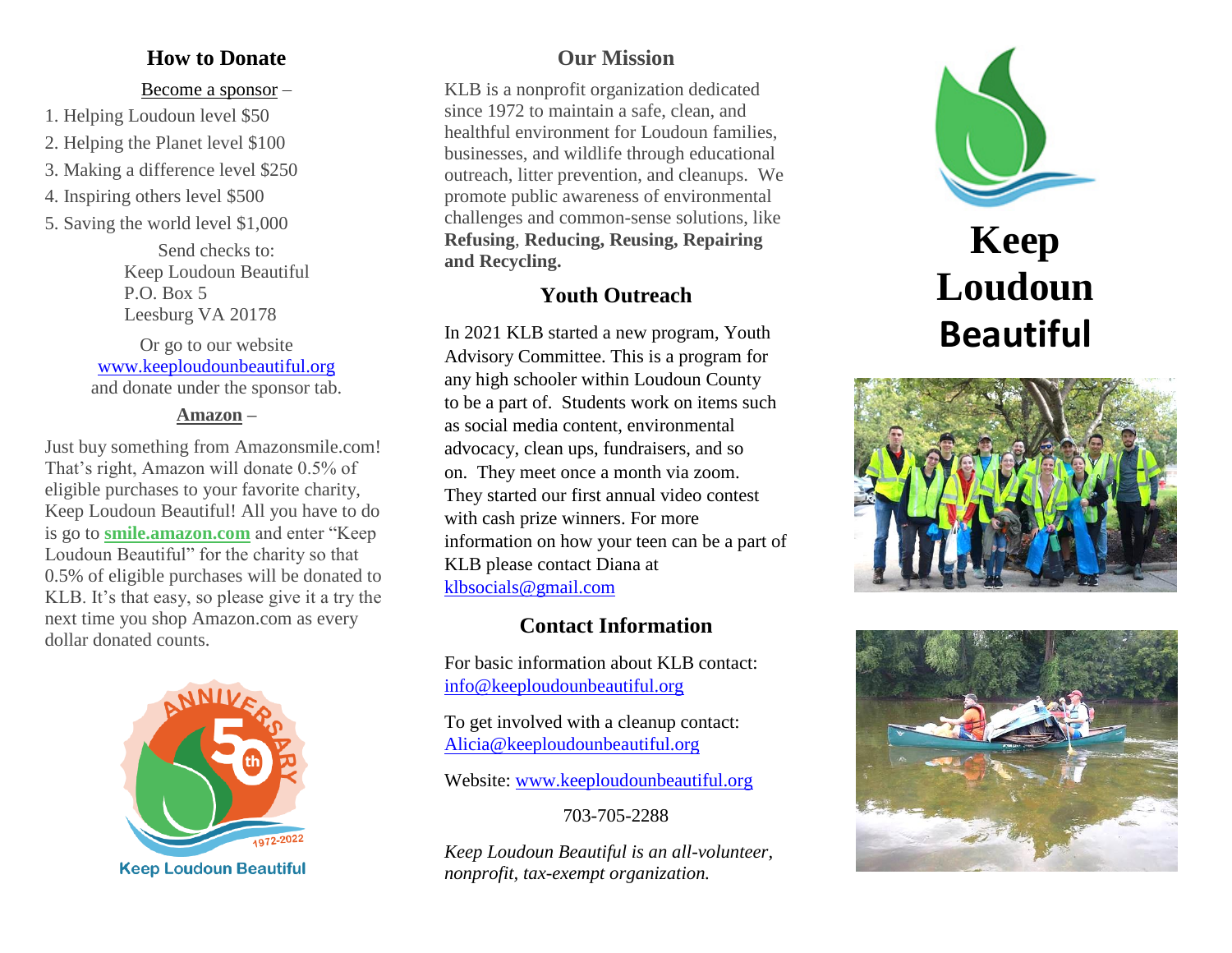## How to Donate

Become a sponsor –

1. Helping Loudoun level $50
2. Helping the Planet level $100
3. Making a difference level $250
4. Inspiring others level $500
5. Saving the world level $1,000

Send checks to:
Keep Loudoun Beautiful
P.O. Box 5
Leesburg VA 20178

Or go to our website
www.keeploudounbeautiful.org
and donate under the sponsor tab.

**Amazon** –

Just buy something from Amazonsmile.com! That's right, Amazon will donate 0.5% of eligible purchases to your favorite charity, Keep Loudoun Beautiful! All you have to do is go to **smile.amazon.com** and enter "Keep Loudoun Beautiful" for the charity so that 0.5% of eligible purchases will be donated to KLB. It's that easy, so please give it a try the next time you shop Amazon.com as every dollar donated counts.

ANNIVERSARY 50th 1972-2022
Keep Loudoun Beautiful

## Our Mission

KLB is a nonprofit organization dedicated since 1972 to maintain a safe, clean, and healthful environment for Loudoun families, businesses, and wildlife through educational outreach, litter prevention, and cleanups. We promote public awareness of environmental challenges and common-sense solutions, like **Refusing**, **Reducing, Reusing, Repairing and Recycling.**

## Youth Outreach

In 2021 KLB started a new program, Youth Advisory Committee. This is a program for any high schooler within Loudoun County to be a part of. Students work on items such as social media content, environmental advocacy, clean ups, fundraisers, and so on. They meet once a month via zoom. They started our first annual video contest with cash prize winners. For more information on how your teen can be a part of KLB please contact Diana at klbsocials@gmail.com

## Contact Information

For basic information about KLB contact:
info@keeploudounbeautiful.org

To get involved with a cleanup contact:
Alicia@keeploudounbeautiful.org

Website: www.keeploudounbeautiful.org

703-705-2288

*Keep Loudoun Beautiful is an all-volunteer, nonprofit, tax-exempt organization.*

# Keep Loudoun Beautiful